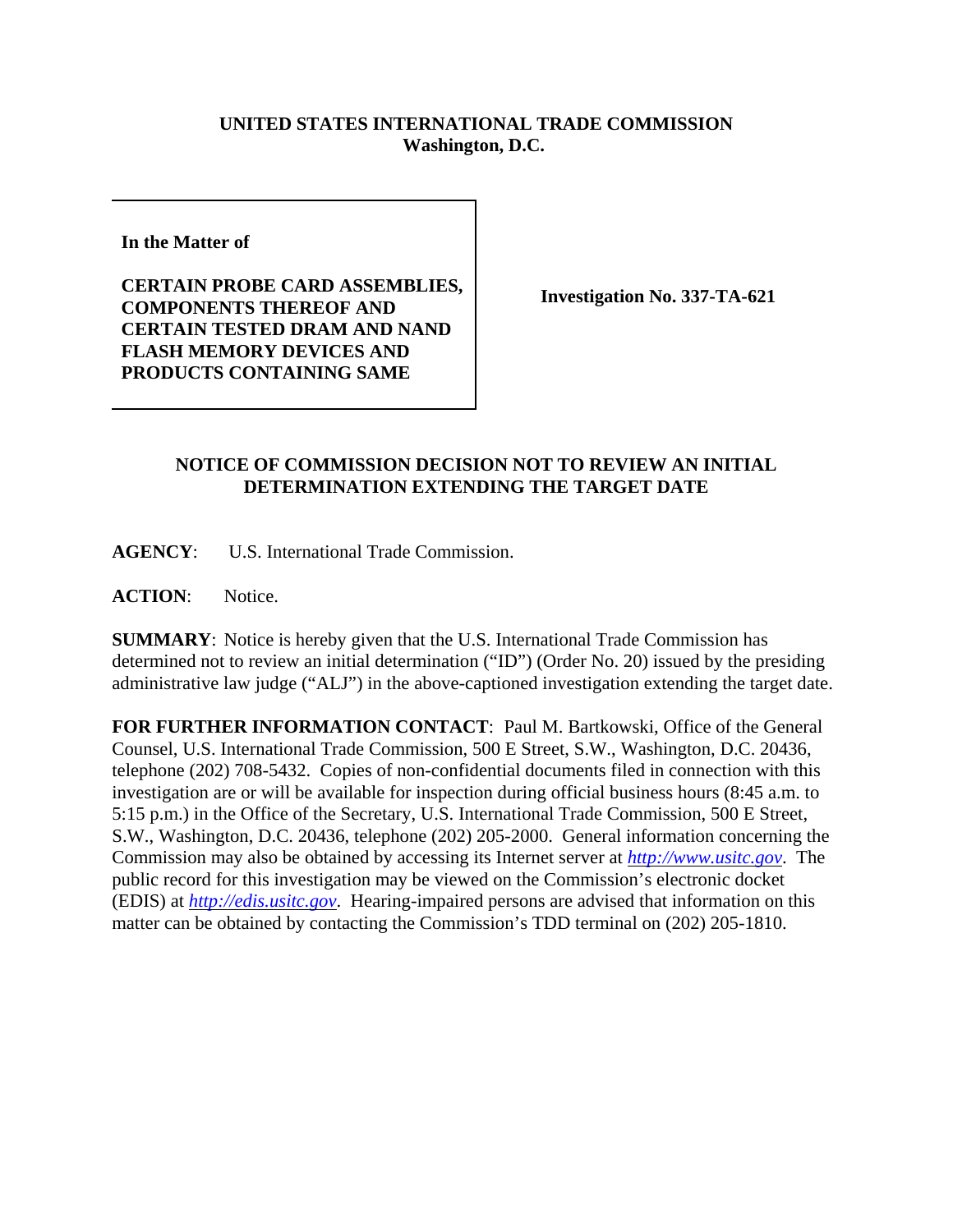**UNITED STATES INTERNATIONAL TRADE COMMISSION**
**Washington, D.C.**

**In the Matter of**

**CERTAIN PROBE CARD ASSEMBLIES, COMPONENTS THEREOF AND CERTAIN TESTED DRAM AND NAND FLASH MEMORY DEVICES AND PRODUCTS CONTAINING SAME**

**Investigation No. 337-TA-621**

**NOTICE OF COMMISSION DECISION NOT TO REVIEW AN INITIAL DETERMINATION EXTENDING THE TARGET DATE**

**AGENCY**: U.S. International Trade Commission.

**ACTION**: Notice.

**SUMMARY**: Notice is hereby given that the U.S. International Trade Commission has determined not to review an initial determination ("ID") (Order No. 20) issued by the presiding administrative law judge ("ALJ") in the above-captioned investigation extending the target date.

**FOR FURTHER INFORMATION CONTACT**: Paul M. Bartkowski, Office of the General Counsel, U.S. International Trade Commission, 500 E Street, S.W., Washington, D.C. 20436, telephone (202) 708-5432. Copies of non-confidential documents filed in connection with this investigation are or will be available for inspection during official business hours (8:45 a.m. to 5:15 p.m.) in the Office of the Secretary, U.S. International Trade Commission, 500 E Street, S.W., Washington, D.C. 20436, telephone (202) 205-2000. General information concerning the Commission may also be obtained by accessing its Internet server at *http://www.usitc.gov*. The public record for this investigation may be viewed on the Commission's electronic docket (EDIS) at *http://edis.usitc.gov*. Hearing-impaired persons are advised that information on this matter can be obtained by contacting the Commission's TDD terminal on (202) 205-1810.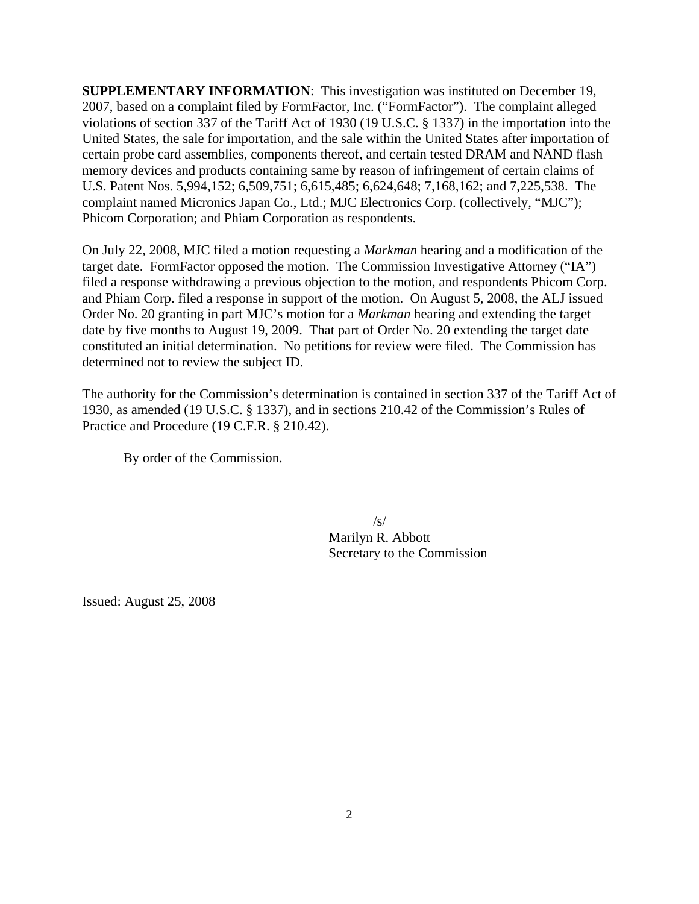**SUPPLEMENTARY INFORMATION**: This investigation was instituted on December 19, 2007, based on a complaint filed by FormFactor, Inc. ("FormFactor"). The complaint alleged violations of section 337 of the Tariff Act of 1930 (19 U.S.C. § 1337) in the importation into the United States, the sale for importation, and the sale within the United States after importation of certain probe card assemblies, components thereof, and certain tested DRAM and NAND flash memory devices and products containing same by reason of infringement of certain claims of U.S. Patent Nos. 5,994,152; 6,509,751; 6,615,485; 6,624,648; 7,168,162; and 7,225,538. The complaint named Micronics Japan Co., Ltd.; MJC Electronics Corp. (collectively, "MJC"); Phicom Corporation; and Phiam Corporation as respondents.

On July 22, 2008, MJC filed a motion requesting a *Markman* hearing and a modification of the target date. FormFactor opposed the motion. The Commission Investigative Attorney ("IA") filed a response withdrawing a previous objection to the motion, and respondents Phicom Corp. and Phiam Corp. filed a response in support of the motion. On August 5, 2008, the ALJ issued Order No. 20 granting in part MJC's motion for a *Markman* hearing and extending the target date by five months to August 19, 2009. That part of Order No. 20 extending the target date constituted an initial determination. No petitions for review were filed. The Commission has determined not to review the subject ID.

The authority for the Commission's determination is contained in section 337 of the Tariff Act of 1930, as amended (19 U.S.C. § 1337), and in sections 210.42 of the Commission's Rules of Practice and Procedure (19 C.F.R. § 210.42).

By order of the Commission.

/s/
Marilyn R. Abbott
Secretary to the Commission

Issued: August 25, 2008